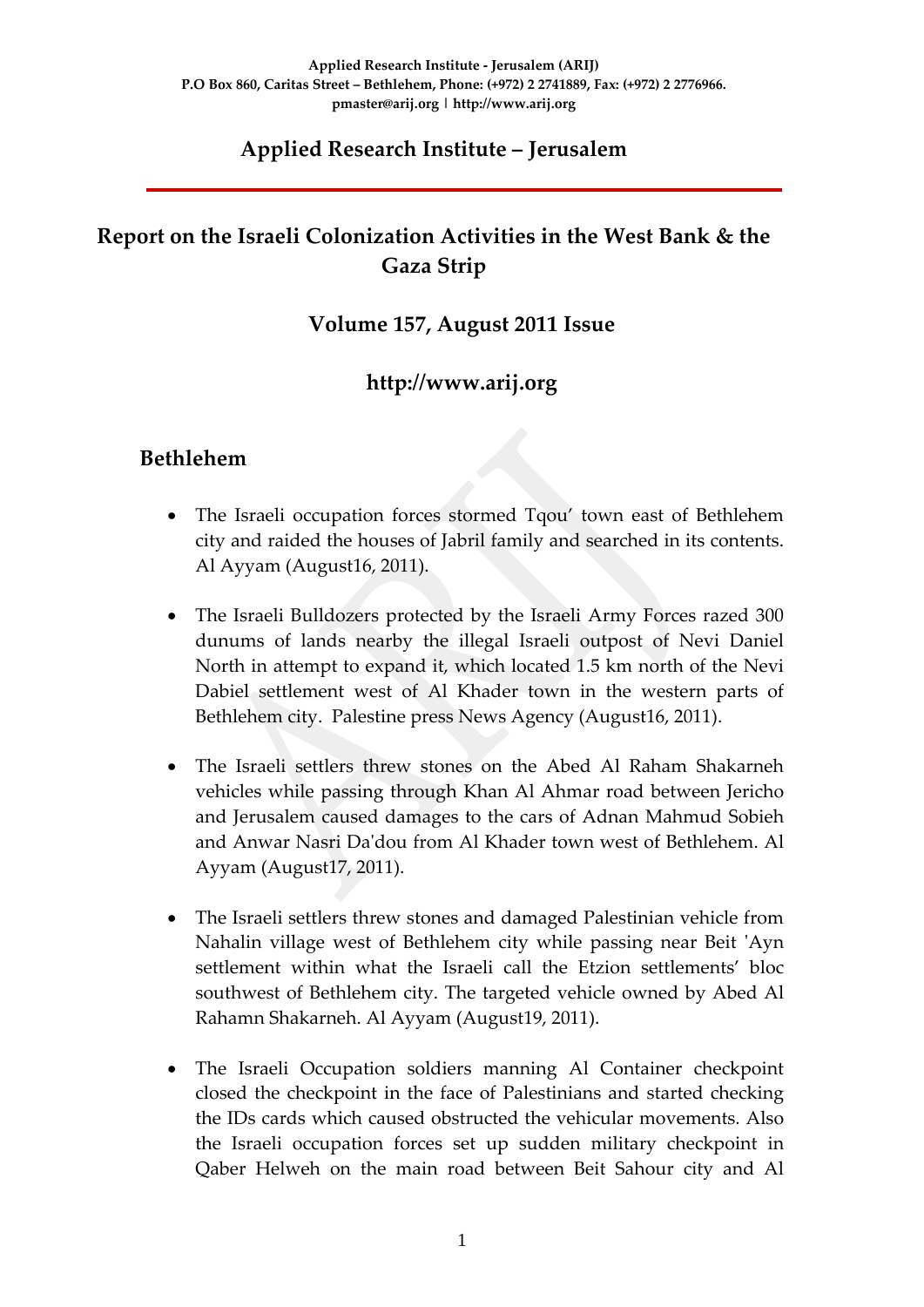**Applied Research Institute - Jerusalem (ARIJ)**
**P.O Box 860, Caritas Street – Bethlehem, Phone: (+972) 2 2741889, Fax: (+972) 2 2776966.**
**pmaster@arij.org | http://www.arij.org**

# Applied Research Institute – Jerusalem

## Report on the Israeli Colonization Activities in the West Bank & the Gaza Strip

### Volume 157, August 2011 Issue

### http://www.arij.org

## Bethlehem

- The Israeli occupation forces stormed Tqou' town east of Bethlehem city and raided the houses of Jabril family and searched in its contents. Al Ayyam (August16, 2011).

- The Israeli Bulldozers protected by the Israeli Army Forces razed 300 dunums of lands nearby the illegal Israeli outpost of Nevi Daniel North in attempt to expand it, which located 1.5 km north of the Nevi Dabiel settlement west of Al Khader town in the western parts of Bethlehem city. Palestine press News Agency (August16, 2011).

- The Israeli settlers threw stones on the Abed Al Raham Shakarneh vehicles while passing through Khan Al Ahmar road between Jericho and Jerusalem caused damages to the cars of Adnan Mahmud Sobieh and Anwar Nasri Da'dou from Al Khader town west of Bethlehem. Al Ayyam (August17, 2011).

- The Israeli settlers threw stones and damaged Palestinian vehicle from Nahalin village west of Bethlehem city while passing near Beit 'Ayn settlement within what the Israeli call the Etzion settlements' bloc southwest of Bethlehem city. The targeted vehicle owned by Abed Al Rahamn Shakarneh. Al Ayyam (August19, 2011).

- The Israeli Occupation soldiers manning Al Container checkpoint closed the checkpoint in the face of Palestinians and started checking the IDs cards which caused obstructed the vehicular movements. Also the Israeli occupation forces set up sudden military checkpoint in Qaber Helweh on the main road between Beit Sahour city and Al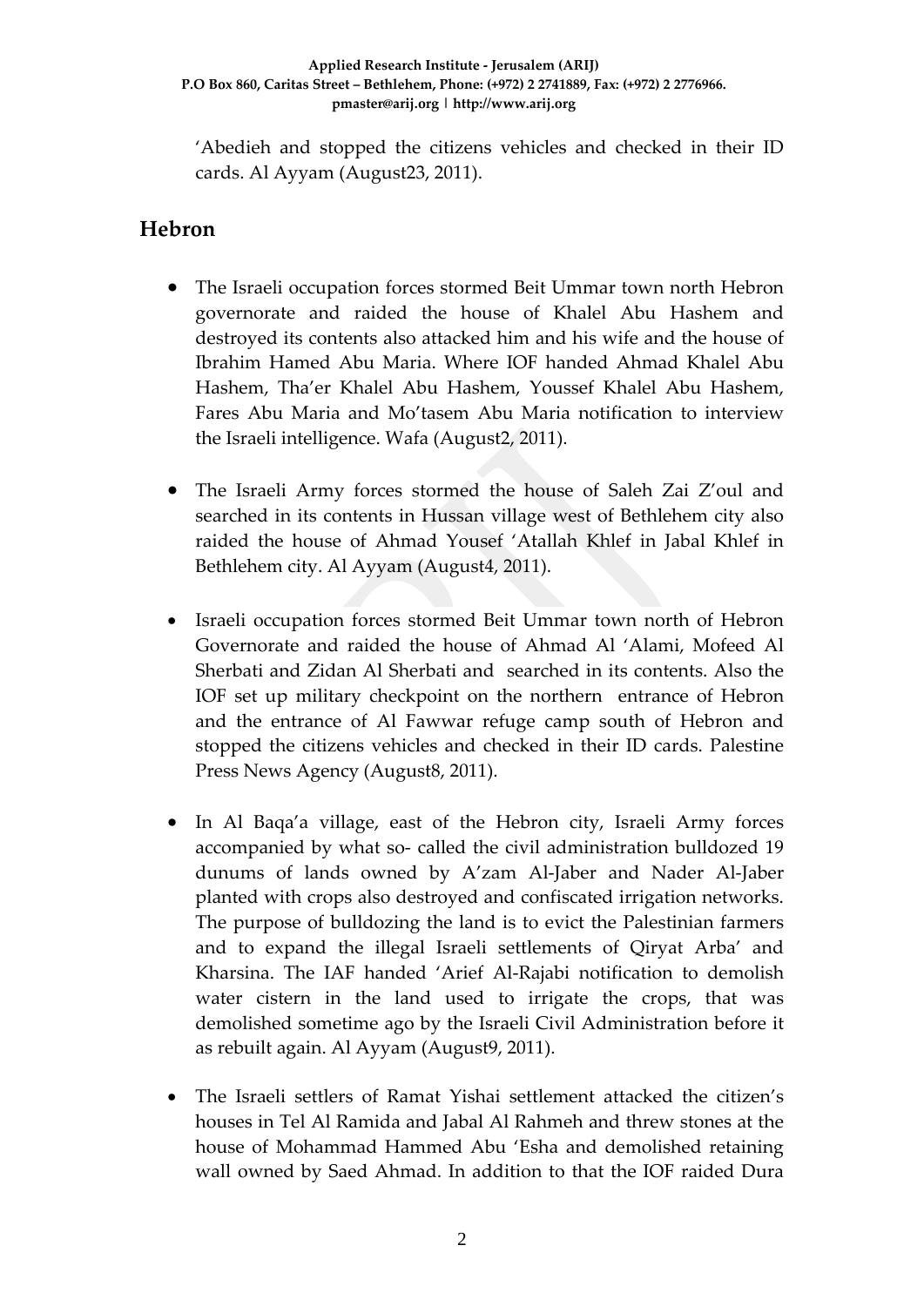‘Abedieh and stopped the citizens vehicles and checked in their ID cards. Al Ayyam (August23, 2011).

## Hebron

- The Israeli occupation forces stormed Beit Ummar town north Hebron governorate and raided the house of Khalel Abu Hashem and destroyed its contents also attacked him and his wife and the house of Ibrahim Hamed Abu Maria. Where IOF handed Ahmad Khalel Abu Hashem, Tha’er Khalel Abu Hashem, Youssef Khalel Abu Hashem, Fares Abu Maria and Mo’tasem Abu Maria notification to interview the Israeli intelligence. Wafa (August2, 2011).

- The Israeli Army forces stormed the house of Saleh Zai Z’oul and searched in its contents in Hussan village west of Bethlehem city also raided the house of Ahmad Yousef ‘Atallah Khlef in Jabal Khlef in Bethlehem city. Al Ayyam (August4, 2011).

- Israeli occupation forces stormed Beit Ummar town north of Hebron Governorate and raided the house of Ahmad Al ‘Alami, Mofeed Al Sherbati and Zidan Al Sherbati and searched in its contents. Also the IOF set up military checkpoint on the northern entrance of Hebron and the entrance of Al Fawwar refuge camp south of Hebron and stopped the citizens vehicles and checked in their ID cards. Palestine Press News Agency (August8, 2011).

- In Al Baqa’a village, east of the Hebron city, Israeli Army forces accompanied by what so- called the civil administration bulldozed 19 dunums of lands owned by A’zam Al-Jaber and Nader Al-Jaber planted with crops also destroyed and confiscated irrigation networks. The purpose of bulldozing the land is to evict the Palestinian farmers and to expand the illegal Israeli settlements of Qiryat Arba’ and Kharsina. The IAF handed ‘Arief Al-Rajabi notification to demolish water cistern in the land used to irrigate the crops, that was demolished sometime ago by the Israeli Civil Administration before it as rebuilt again. Al Ayyam (August9, 2011).

- The Israeli settlers of Ramat Yishai settlement attacked the citizen’s houses in Tel Al Ramida and Jabal Al Rahmeh and threw stones at the house of Mohammad Hammed Abu ‘Esha and demolished retaining wall owned by Saed Ahmad. In addition to that the IOF raided Dura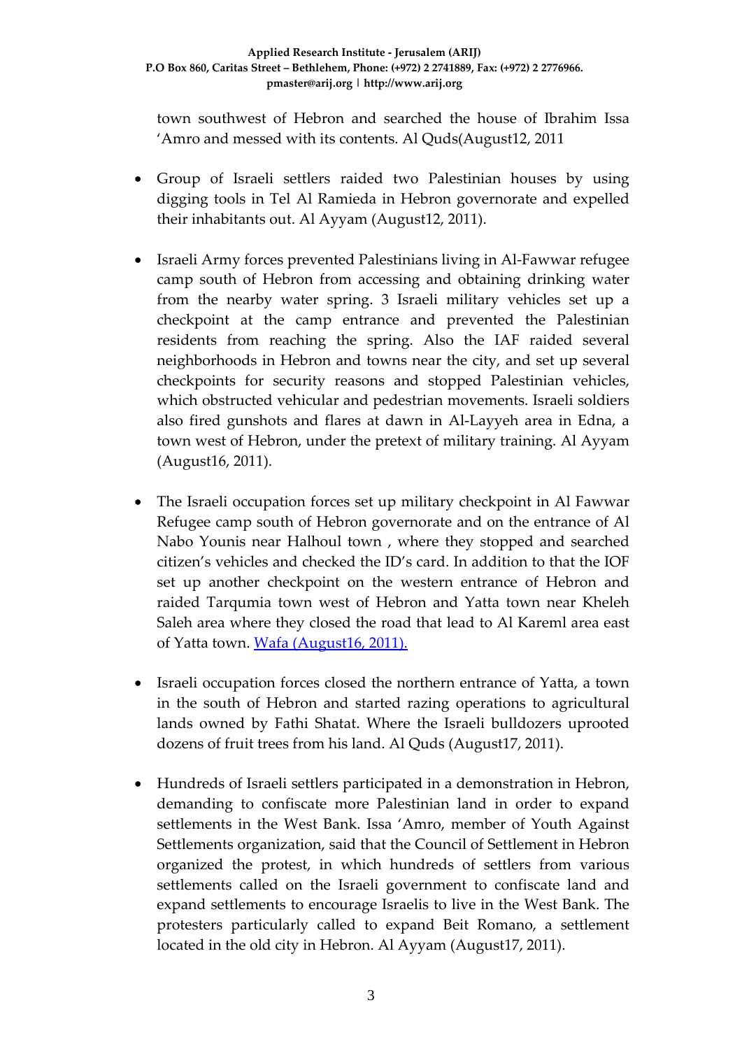town southwest of Hebron and searched the house of Ibrahim Issa 'Amro and messed with its contents. Al Quds(August12, 2011

- Group of Israeli settlers raided two Palestinian houses by using digging tools in Tel Al Ramieda in Hebron governorate and expelled their inhabitants out. Al Ayyam (August12, 2011).

- Israeli Army forces prevented Palestinians living in Al-Fawwar refugee camp south of Hebron from accessing and obtaining drinking water from the nearby water spring. 3 Israeli military vehicles set up a checkpoint at the camp entrance and prevented the Palestinian residents from reaching the spring. Also the IAF raided several neighborhoods in Hebron and towns near the city, and set up several checkpoints for security reasons and stopped Palestinian vehicles, which obstructed vehicular and pedestrian movements. Israeli soldiers also fired gunshots and flares at dawn in Al-Layyeh area in Edna, a town west of Hebron, under the pretext of military training. Al Ayyam (August16, 2011).

- The Israeli occupation forces set up military checkpoint in Al Fawwar Refugee camp south of Hebron governorate and on the entrance of Al Nabo Younis near Halhoul town , where they stopped and searched citizen's vehicles and checked the ID's card. In addition to that the IOF set up another checkpoint on the western entrance of Hebron and raided Tarqumia town west of Hebron and Yatta town near Kheleh Saleh area where they closed the road that lead to Al Kareml area east of Yatta town. Wafa (August16, 2011).

- Israeli occupation forces closed the northern entrance of Yatta, a town in the south of Hebron and started razing operations to agricultural lands owned by Fathi Shatat. Where the Israeli bulldozers uprooted dozens of fruit trees from his land. Al Quds (August17, 2011).

- Hundreds of Israeli settlers participated in a demonstration in Hebron, demanding to confiscate more Palestinian land in order to expand settlements in the West Bank. Issa 'Amro, member of Youth Against Settlements organization, said that the Council of Settlement in Hebron organized the protest, in which hundreds of settlers from various settlements called on the Israeli government to confiscate land and expand settlements to encourage Israelis to live in the West Bank. The protesters particularly called to expand Beit Romano, a settlement located in the old city in Hebron. Al Ayyam (August17, 2011).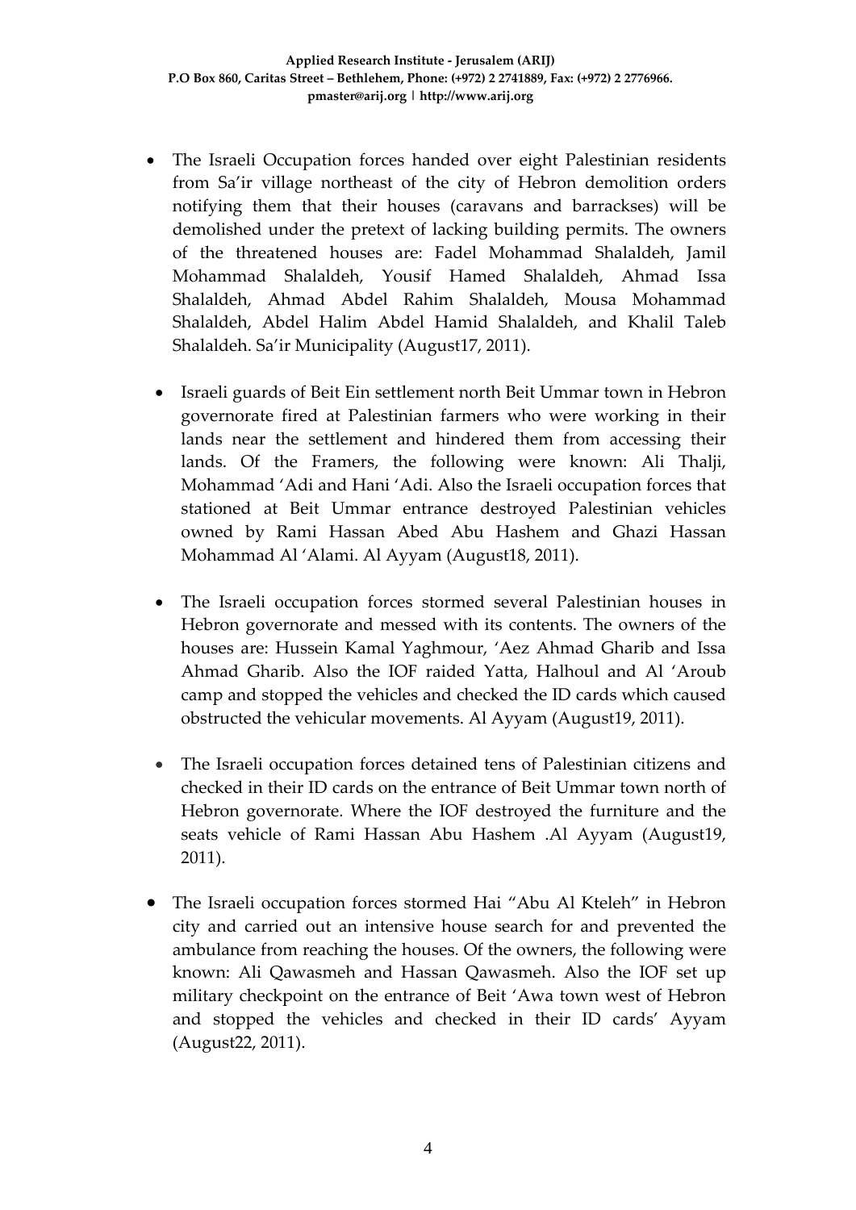- The Israeli Occupation forces handed over eight Palestinian residents from Sa'ir village northeast of the city of Hebron demolition orders notifying them that their houses (caravans and barrackses) will be demolished under the pretext of lacking building permits. The owners of the threatened houses are: Fadel Mohammad Shalaldeh, Jamil Mohammad Shalaldeh, Yousif Hamed Shalaldeh, Ahmad Issa Shalaldeh, Ahmad Abdel Rahim Shalaldeh, Mousa Mohammad Shalaldeh, Abdel Halim Abdel Hamid Shalaldeh, and Khalil Taleb Shalaldeh. Sa'ir Municipality (August17, 2011).

- Israeli guards of Beit Ein settlement north Beit Ummar town in Hebron governorate fired at Palestinian farmers who were working in their lands near the settlement and hindered them from accessing their lands. Of the Framers, the following were known: Ali Thalji, Mohammad 'Adi and Hani 'Adi. Also the Israeli occupation forces that stationed at Beit Ummar entrance destroyed Palestinian vehicles owned by Rami Hassan Abed Abu Hashem and Ghazi Hassan Mohammad Al 'Alami. Al Ayyam (August18, 2011).

- The Israeli occupation forces stormed several Palestinian houses in Hebron governorate and messed with its contents. The owners of the houses are: Hussein Kamal Yaghmour, 'Aez Ahmad Gharib and Issa Ahmad Gharib. Also the IOF raided Yatta, Halhoul and Al 'Aroub camp and stopped the vehicles and checked the ID cards which caused obstructed the vehicular movements. Al Ayyam (August19, 2011).

- The Israeli occupation forces detained tens of Palestinian citizens and checked in their ID cards on the entrance of Beit Ummar town north of Hebron governorate. Where the IOF destroyed the furniture and the seats vehicle of Rami Hassan Abu Hashem .Al Ayyam (August19, 2011).

- The Israeli occupation forces stormed Hai "Abu Al Kteleh" in Hebron city and carried out an intensive house search for and prevented the ambulance from reaching the houses. Of the owners, the following were known: Ali Qawasmeh and Hassan Qawasmeh. Also the IOF set up military checkpoint on the entrance of Beit 'Awa town west of Hebron and stopped the vehicles and checked in their ID cards' Ayyam (August22, 2011).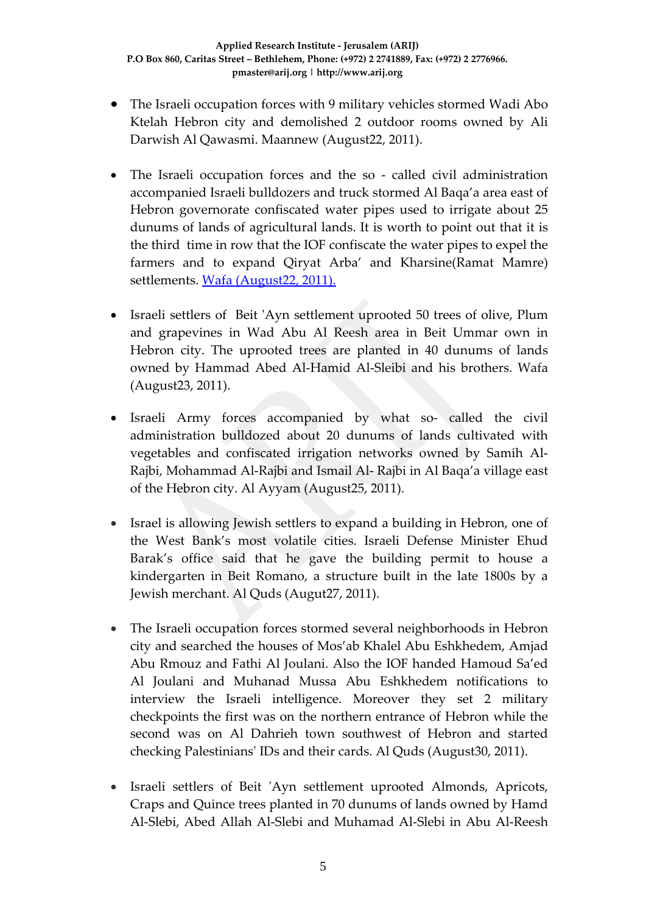- The Israeli occupation forces with 9 military vehicles stormed Wadi Abo Ktelah Hebron city and demolished 2 outdoor rooms owned by Ali Darwish Al Qawasmi. Maannew (August22, 2011).

- The Israeli occupation forces and the so - called civil administration accompanied Israeli bulldozers and truck stormed Al Baqa'a area east of Hebron governorate confiscated water pipes used to irrigate about 25 dunums of lands of agricultural lands. It is worth to point out that it is the third time in row that the IOF confiscate the water pipes to expel the farmers and to expand Qiryat Arba' and Kharsine(Ramat Mamre) settlements. Wafa (August22, 2011).

- Israeli settlers of Beit 'Ayn settlement uprooted 50 trees of olive, Plum and grapevines in Wad Abu Al Reesh area in Beit Ummar own in Hebron city. The uprooted trees are planted in 40 dunums of lands owned by Hammad Abed Al-Hamid Al-Sleibi and his brothers. Wafa (August23, 2011).

- Israeli Army forces accompanied by what so- called the civil administration bulldozed about 20 dunums of lands cultivated with vegetables and confiscated irrigation networks owned by Samih Al-Rajbi, Mohammad Al-Rajbi and Ismail Al- Rajbi in Al Baqa'a village east of the Hebron city. Al Ayyam (August25, 2011).

- Israel is allowing Jewish settlers to expand a building in Hebron, one of the West Bank's most volatile cities. Israeli Defense Minister Ehud Barak's office said that he gave the building permit to house a kindergarten in Beit Romano, a structure built in the late 1800s by a Jewish merchant. Al Quds (Augut27, 2011).

- The Israeli occupation forces stormed several neighborhoods in Hebron city and searched the houses of Mos'ab Khalel Abu Eshkhedem, Amjad Abu Rmouz and Fathi Al Joulani. Also the IOF handed Hamoud Sa'ed Al Joulani and Muhanad Mussa Abu Eshkhedem notifications to interview the Israeli intelligence. Moreover they set 2 military checkpoints the first was on the northern entrance of Hebron while the second was on Al Dahrieh town southwest of Hebron and started checking Palestinians' IDs and their cards. Al Quds (August30, 2011).

- Israeli settlers of Beit 'Ayn settlement uprooted Almonds, Apricots, Craps and Quince trees planted in 70 dunums of lands owned by Hamd Al-Slebi, Abed Allah Al-Slebi and Muhamad Al-Slebi in Abu Al-Reesh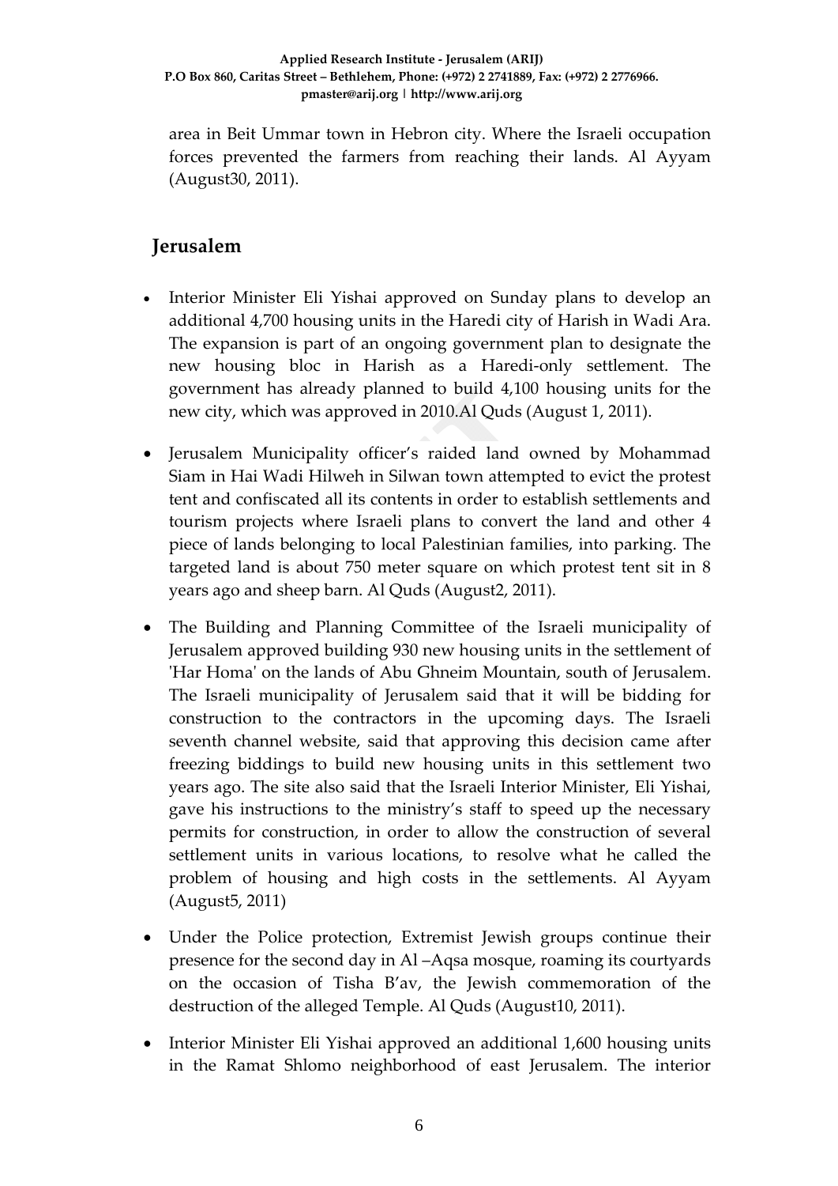area in Beit Ummar town in Hebron city. Where the Israeli occupation forces prevented the farmers from reaching their lands. Al Ayyam (August30, 2011).

## Jerusalem

- Interior Minister Eli Yishai approved on Sunday plans to develop an additional 4,700 housing units in the Haredi city of Harish in Wadi Ara. The expansion is part of an ongoing government plan to designate the new housing bloc in Harish as a Haredi-only settlement. The government has already planned to build 4,100 housing units for the new city, which was approved in 2010.Al Quds (August 1, 2011).
- Jerusalem Municipality officer's raided land owned by Mohammad Siam in Hai Wadi Hilweh in Silwan town attempted to evict the protest tent and confiscated all its contents in order to establish settlements and tourism projects where Israeli plans to convert the land and other 4 piece of lands belonging to local Palestinian families, into parking. The targeted land is about 750 meter square on which protest tent sit in 8 years ago and sheep barn. Al Quds (August2, 2011).
- The Building and Planning Committee of the Israeli municipality of Jerusalem approved building 930 new housing units in the settlement of 'Har Homa' on the lands of Abu Ghneim Mountain, south of Jerusalem. The Israeli municipality of Jerusalem said that it will be bidding for construction to the contractors in the upcoming days. The Israeli seventh channel website, said that approving this decision came after freezing biddings to build new housing units in this settlement two years ago. The site also said that the Israeli Interior Minister, Eli Yishai, gave his instructions to the ministry's staff to speed up the necessary permits for construction, in order to allow the construction of several settlement units in various locations, to resolve what he called the problem of housing and high costs in the settlements. Al Ayyam (August5, 2011)
- Under the Police protection, Extremist Jewish groups continue their presence for the second day in Al –Aqsa mosque, roaming its courtyards on the occasion of Tisha B'av, the Jewish commemoration of the destruction of the alleged Temple. Al Quds (August10, 2011).
- Interior Minister Eli Yishai approved an additional 1,600 housing units in the Ramat Shlomo neighborhood of east Jerusalem. The interior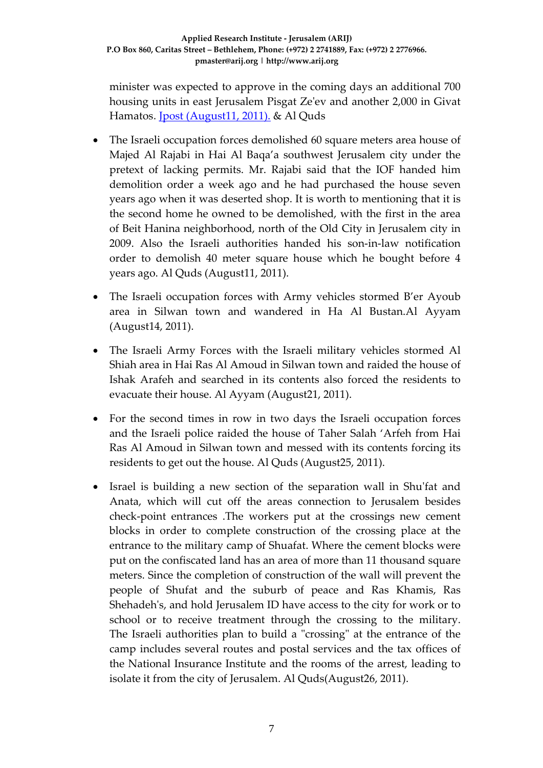minister was expected to approve in the coming days an additional 700 housing units in east Jerusalem Pisgat Ze'ev and another 2,000 in Givat Hamatos. Jpost (August11, 2011). & Al Quds

- The Israeli occupation forces demolished 60 square meters area house of Majed Al Rajabi in Hai Al Baqa'a southwest Jerusalem city under the pretext of lacking permits. Mr. Rajabi said that the IOF handed him demolition order a week ago and he had purchased the house seven years ago when it was deserted shop. It is worth to mentioning that it is the second home he owned to be demolished, with the first in the area of Beit Hanina neighborhood, north of the Old City in Jerusalem city in 2009. Also the Israeli authorities handed his son-in-law notification order to demolish 40 meter square house which he bought before 4 years ago. Al Quds (August11, 2011).

- The Israeli occupation forces with Army vehicles stormed B'er Ayoub area in Silwan town and wandered in Ha Al Bustan.Al Ayyam (August14, 2011).

- The Israeli Army Forces with the Israeli military vehicles stormed Al Shiah area in Hai Ras Al Amoud in Silwan town and raided the house of Ishak Arafeh and searched in its contents also forced the residents to evacuate their house. Al Ayyam (August21, 2011).

- For the second times in row in two days the Israeli occupation forces and the Israeli police raided the house of Taher Salah 'Arfeh from Hai Ras Al Amoud in Silwan town and messed with its contents forcing its residents to get out the house. Al Quds (August25, 2011).

- Israel is building a new section of the separation wall in Shu'fat and Anata, which will cut off the areas connection to Jerusalem besides check-point entrances .The workers put at the crossings new cement blocks in order to complete construction of the crossing place at the entrance to the military camp of Shuafat. Where the cement blocks were put on the confiscated land has an area of more than 11 thousand square meters. Since the completion of construction of the wall will prevent the people of Shufat and the suburb of peace and Ras Khamis, Ras Shehadeh's, and hold Jerusalem ID have access to the city for work or to school or to receive treatment through the crossing to the military. The Israeli authorities plan to build a "crossing" at the entrance of the camp includes several routes and postal services and the tax offices of the National Insurance Institute and the rooms of the arrest, leading to isolate it from the city of Jerusalem. Al Quds(August26, 2011).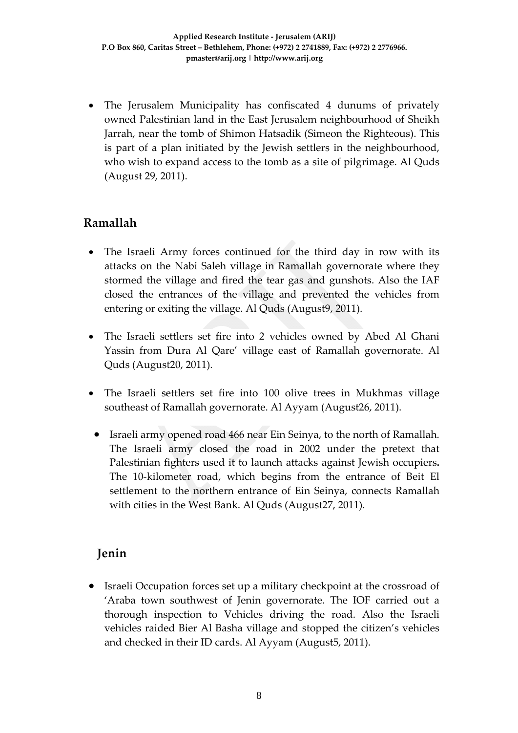- The Jerusalem Municipality has confiscated 4 dunums of privately owned Palestinian land in the East Jerusalem neighbourhood of Sheikh Jarrah, near the tomb of Shimon Hatsadik (Simeon the Righteous). This is part of a plan initiated by the Jewish settlers in the neighbourhood, who wish to expand access to the tomb as a site of pilgrimage. Al Quds (August 29, 2011).

## Ramallah

- The Israeli Army forces continued for the third day in row with its attacks on the Nabi Saleh village in Ramallah governorate where they stormed the village and fired the tear gas and gunshots. Also the IAF closed the entrances of the village and prevented the vehicles from entering or exiting the village. Al Quds (August9, 2011).
- The Israeli settlers set fire into 2 vehicles owned by Abed Al Ghani Yassin from Dura Al Qare' village east of Ramallah governorate. Al Quds (August20, 2011).
- The Israeli settlers set fire into 100 olive trees in Mukhmas village southeast of Ramallah governorate. Al Ayyam (August26, 2011).
- Israeli army opened road 466 near Ein Seinya, to the north of Ramallah. The Israeli army closed the road in 2002 under the pretext that Palestinian fighters used it to launch attacks against Jewish occupiers**.** The 10-kilometer road, which begins from the entrance of Beit El settlement to the northern entrance of Ein Seinya, connects Ramallah with cities in the West Bank. Al Quds (August27, 2011).

## Jenin

- Israeli Occupation forces set up a military checkpoint at the crossroad of 'Araba town southwest of Jenin governorate. The IOF carried out a thorough inspection to Vehicles driving the road. Also the Israeli vehicles raided Bier Al Basha village and stopped the citizen's vehicles and checked in their ID cards. Al Ayyam (August5, 2011).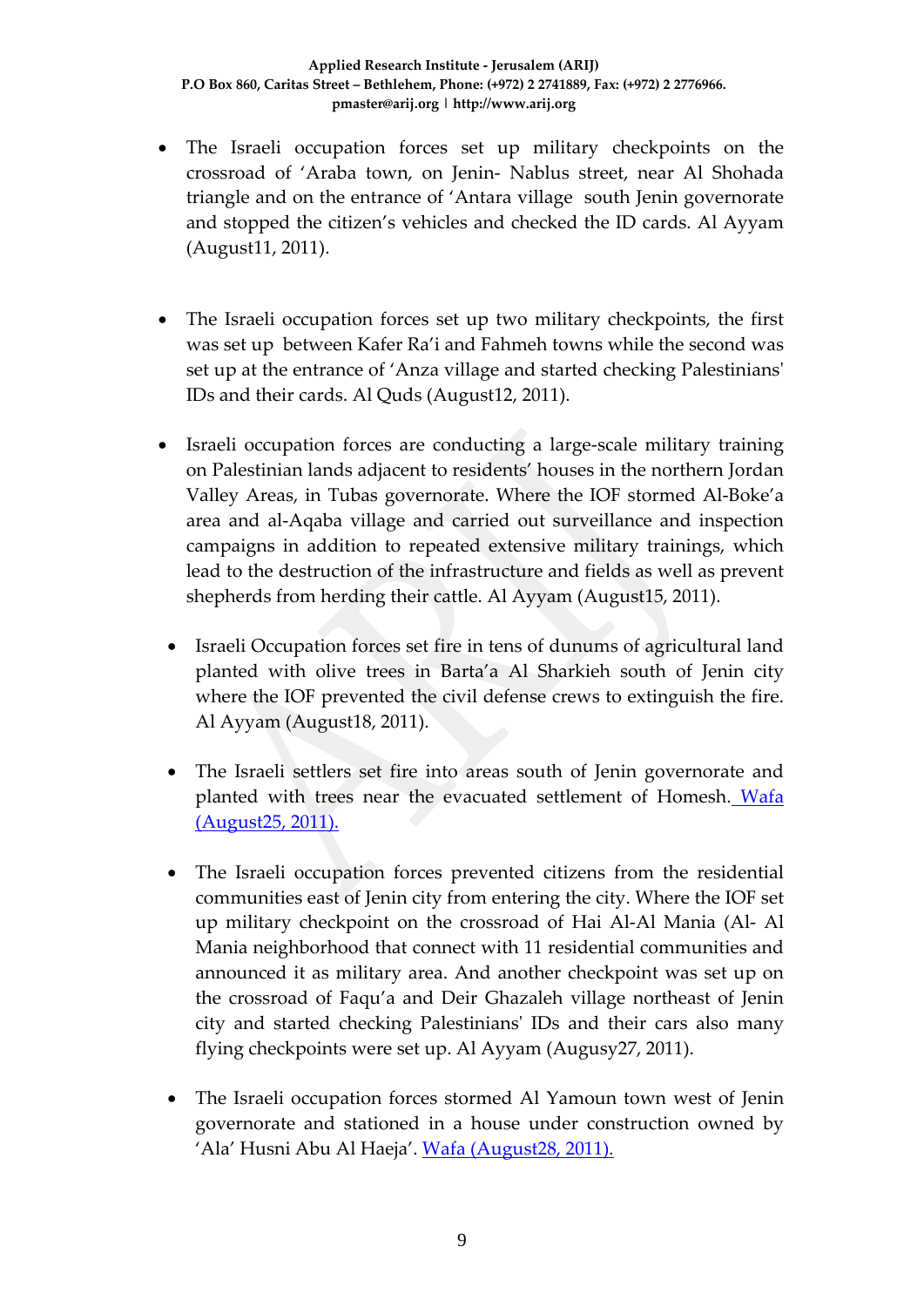- The Israeli occupation forces set up military checkpoints on the crossroad of 'Araba town, on Jenin- Nablus street, near Al Shohada triangle and on the entrance of 'Antara village south Jenin governorate and stopped the citizen's vehicles and checked the ID cards. Al Ayyam (August11, 2011).

- The Israeli occupation forces set up two military checkpoints, the first was set up between Kafer Ra'i and Fahmeh towns while the second was set up at the entrance of 'Anza village and started checking Palestinians' IDs and their cards. Al Quds (August12, 2011).

- Israeli occupation forces are conducting a large-scale military training on Palestinian lands adjacent to residents' houses in the northern Jordan Valley Areas, in Tubas governorate. Where the IOF stormed Al-Boke'a area and al-Aqaba village and carried out surveillance and inspection campaigns in addition to repeated extensive military trainings, which lead to the destruction of the infrastructure and fields as well as prevent shepherds from herding their cattle. Al Ayyam (August15, 2011).

- Israeli Occupation forces set fire in tens of dunums of agricultural land planted with olive trees in Barta'a Al Sharkieh south of Jenin city where the IOF prevented the civil defense crews to extinguish the fire. Al Ayyam (August18, 2011).

- The Israeli settlers set fire into areas south of Jenin governorate and planted with trees near the evacuated settlement of Homesh. Wafa (August25, 2011).

- The Israeli occupation forces prevented citizens from the residential communities east of Jenin city from entering the city. Where the IOF set up military checkpoint on the crossroad of Hai Al-Al Mania (Al- Al Mania neighborhood that connect with 11 residential communities and announced it as military area. And another checkpoint was set up on the crossroad of Faqu'a and Deir Ghazaleh village northeast of Jenin city and started checking Palestinians' IDs and their cars also many flying checkpoints were set up. Al Ayyam (Augusy27, 2011).

- The Israeli occupation forces stormed Al Yamoun town west of Jenin governorate and stationed in a house under construction owned by 'Ala' Husni Abu Al Haeja'. Wafa (August28, 2011).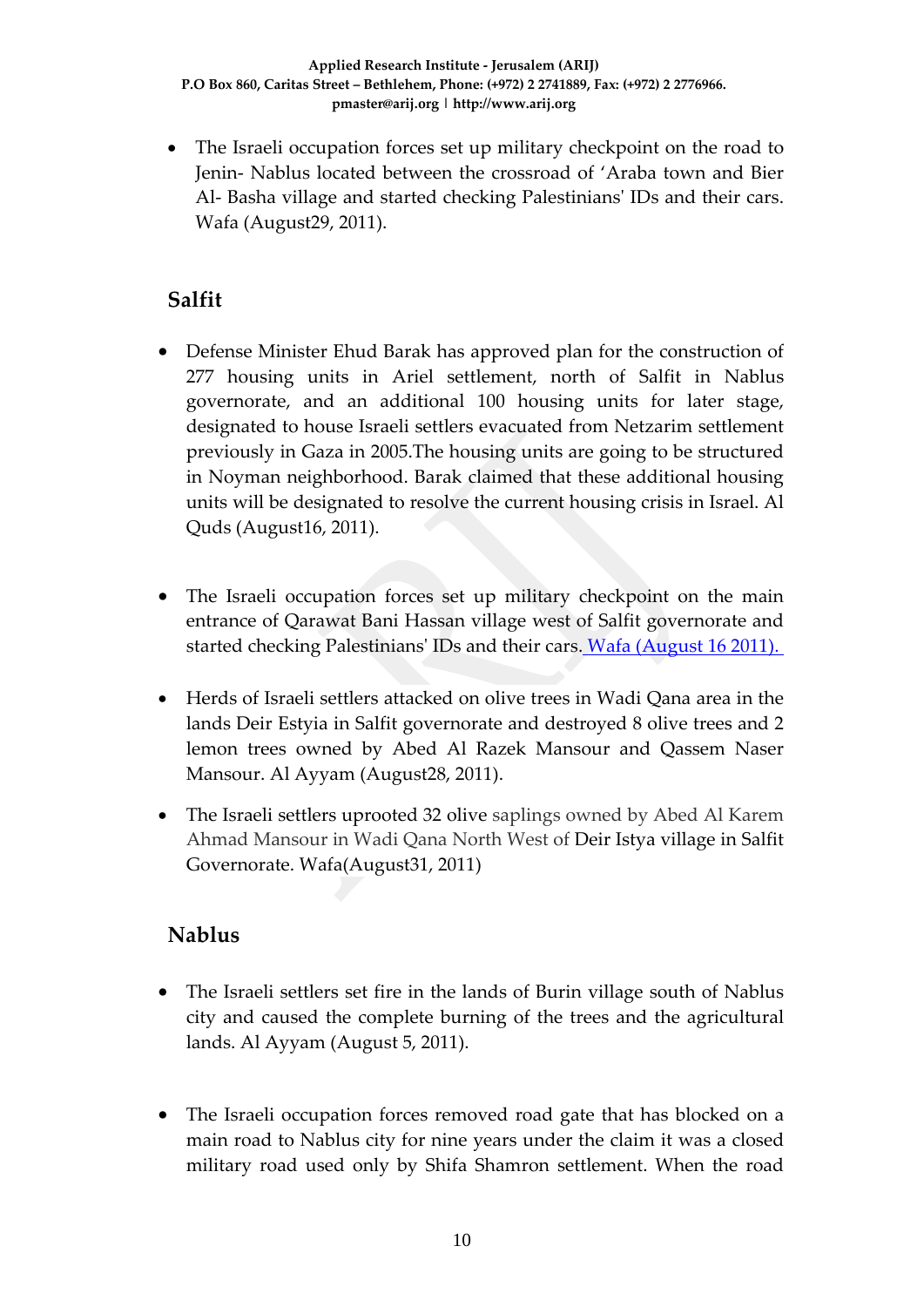- The Israeli occupation forces set up military checkpoint on the road to Jenin- Nablus located between the crossroad of 'Araba town and Bier Al- Basha village and started checking Palestinians' IDs and their cars. Wafa (August29, 2011).

## Salfit

- Defense Minister Ehud Barak has approved plan for the construction of 277 housing units in Ariel settlement, north of Salfit in Nablus governorate, and an additional 100 housing units for later stage, designated to house Israeli settlers evacuated from Netzarim settlement previously in Gaza in 2005.The housing units are going to be structured in Noyman neighborhood. Barak claimed that these additional housing units will be designated to resolve the current housing crisis in Israel. Al Quds (August16, 2011).

- The Israeli occupation forces set up military checkpoint on the main entrance of Qarawat Bani Hassan village west of Salfit governorate and started checking Palestinians' IDs and their cars. Wafa (August 16 2011).

- Herds of Israeli settlers attacked on olive trees in Wadi Qana area in the lands Deir Estyia in Salfit governorate and destroyed 8 olive trees and 2 lemon trees owned by Abed Al Razek Mansour and Qassem Naser Mansour. Al Ayyam (August28, 2011).

- The Israeli settlers uprooted 32 olive saplings owned by Abed Al Karem Ahmad Mansour in Wadi Qana North West of Deir Istya village in Salfit Governorate. Wafa(August31, 2011)

## Nablus

- The Israeli settlers set fire in the lands of Burin village south of Nablus city and caused the complete burning of the trees and the agricultural lands. Al Ayyam (August 5, 2011).

- The Israeli occupation forces removed road gate that has blocked on a main road to Nablus city for nine years under the claim it was a closed military road used only by Shifa Shamron settlement. When the road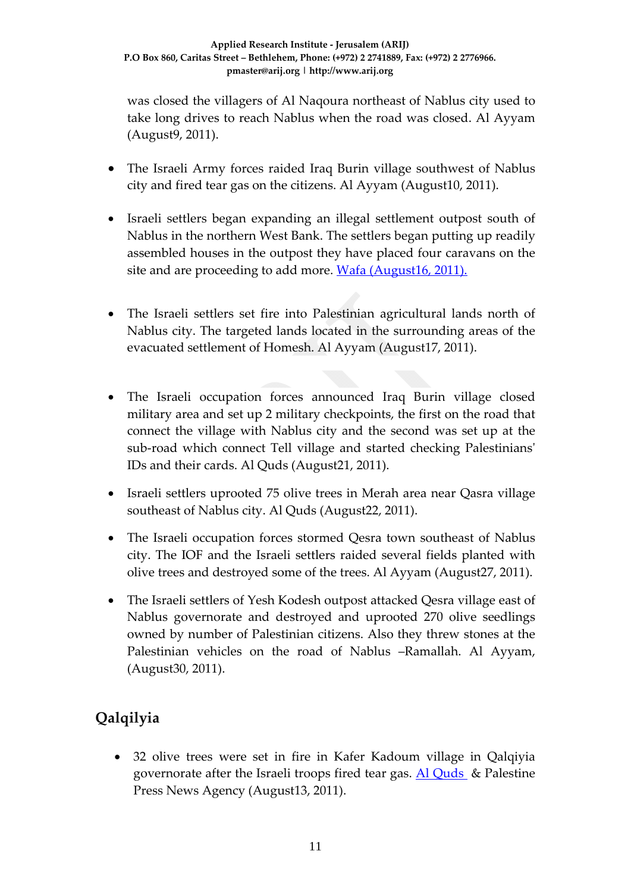was closed the villagers of Al Naqoura northeast of Nablus city used to take long drives to reach Nablus when the road was closed. Al Ayyam (August9, 2011).

- The Israeli Army forces raided Iraq Burin village southwest of Nablus city and fired tear gas on the citizens. Al Ayyam (August10, 2011).

- Israeli settlers began expanding an illegal settlement outpost south of Nablus in the northern West Bank. The settlers began putting up readily assembled houses in the outpost they have placed four caravans on the site and are proceeding to add more. Wafa (August16, 2011).

- The Israeli settlers set fire into Palestinian agricultural lands north of Nablus city. The targeted lands located in the surrounding areas of the evacuated settlement of Homesh. Al Ayyam (August17, 2011).

- The Israeli occupation forces announced Iraq Burin village closed military area and set up 2 military checkpoints, the first on the road that connect the village with Nablus city and the second was set up at the sub-road which connect Tell village and started checking Palestinians' IDs and their cards. Al Quds (August21, 2011).

- Israeli settlers uprooted 75 olive trees in Merah area near Qasra village southeast of Nablus city. Al Quds (August22, 2011).

- The Israeli occupation forces stormed Qesra town southeast of Nablus city. The IOF and the Israeli settlers raided several fields planted with olive trees and destroyed some of the trees. Al Ayyam (August27, 2011).

- The Israeli settlers of Yesh Kodesh outpost attacked Qesra village east of Nablus governorate and destroyed and uprooted 270 olive seedlings owned by number of Palestinian citizens. Also they threw stones at the Palestinian vehicles on the road of Nablus –Ramallah. Al Ayyam, (August30, 2011).

## Qalqilyia

- 32 olive trees were set in fire in Kafer Kadoum village in Qalqiyia governorate after the Israeli troops fired tear gas. Al Quds & Palestine Press News Agency (August13, 2011).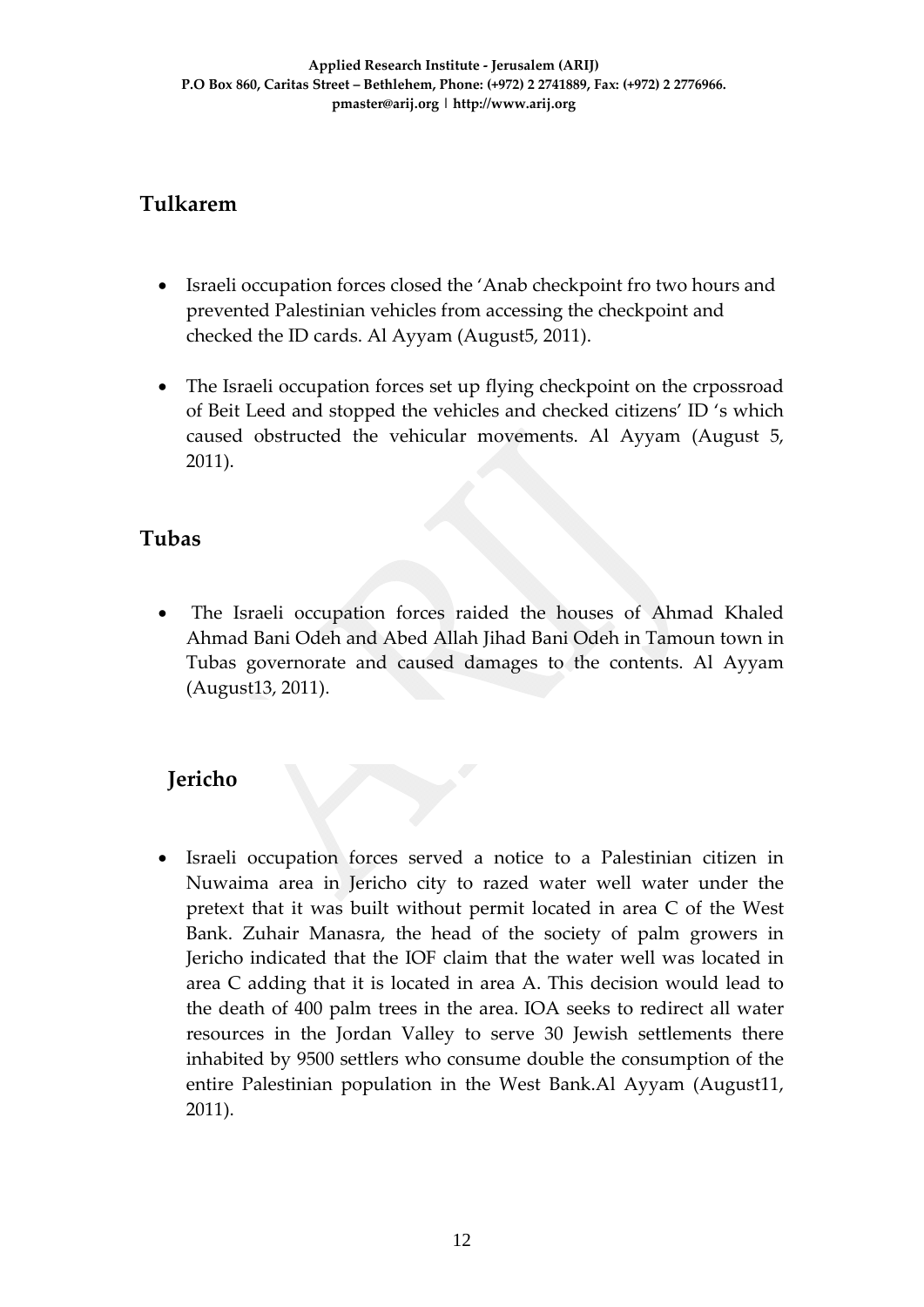## Tulkarem

- Israeli occupation forces closed the 'Anab checkpoint fro two hours and prevented Palestinian vehicles from accessing the checkpoint and checked the ID cards. Al Ayyam (August5, 2011).

- The Israeli occupation forces set up flying checkpoint on the crpossroad of Beit Leed and stopped the vehicles and checked citizens' ID 's which caused obstructed the vehicular movements. Al Ayyam (August 5, 2011).

## Tubas

- The Israeli occupation forces raided the houses of Ahmad Khaled Ahmad Bani Odeh and Abed Allah Jihad Bani Odeh in Tamoun town in Tubas governorate and caused damages to the contents. Al Ayyam (August13, 2011).

## Jericho

- Israeli occupation forces served a notice to a Palestinian citizen in Nuwaima area in Jericho city to razed water well water under the pretext that it was built without permit located in area C of the West Bank. Zuhair Manasra, the head of the society of palm growers in Jericho indicated that the IOF claim that the water well was located in area C adding that it is located in area A. This decision would lead to the death of 400 palm trees in the area. IOA seeks to redirect all water resources in the Jordan Valley to serve 30 Jewish settlements there inhabited by 9500 settlers who consume double the consumption of the entire Palestinian population in the West Bank.Al Ayyam (August11, 2011).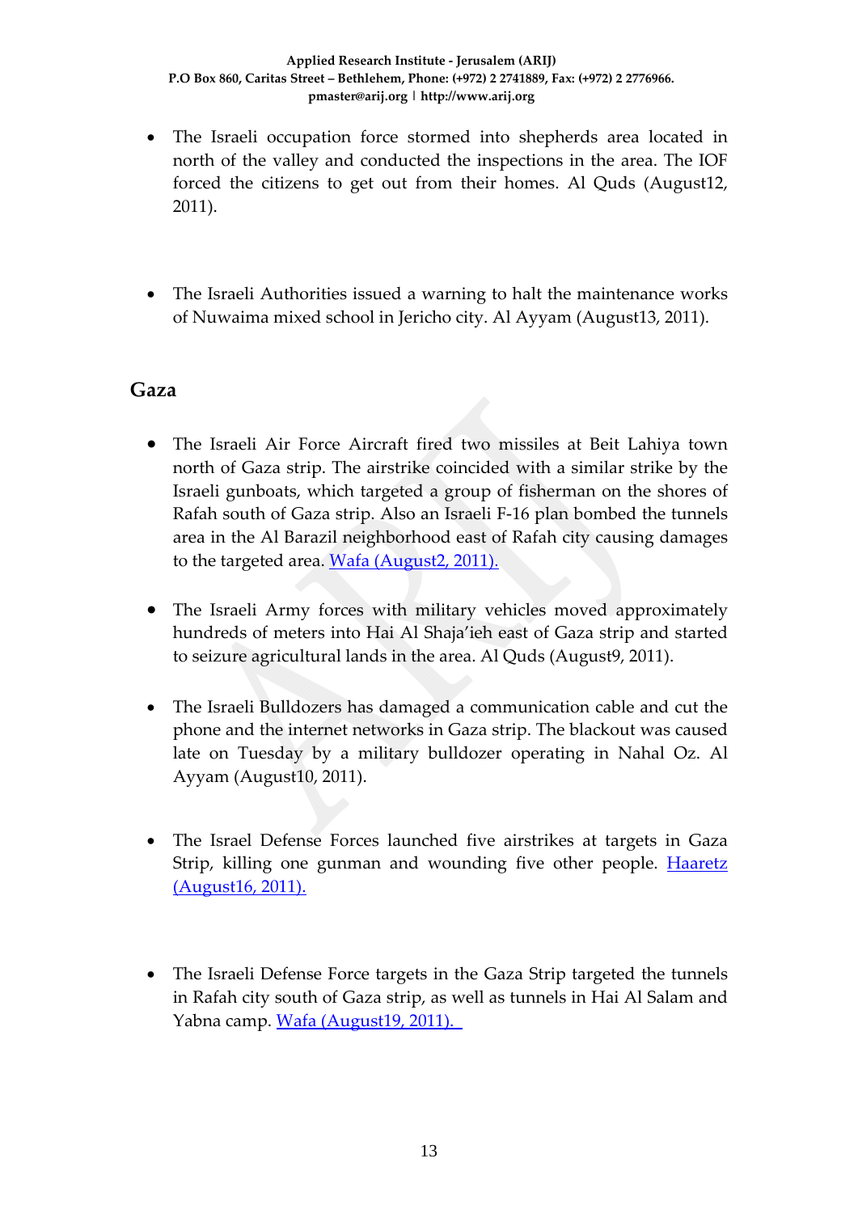- The Israeli occupation force stormed into shepherds area located in north of the valley and conducted the inspections in the area. The IOF forced the citizens to get out from their homes. Al Quds (August12, 2011).

- The Israeli Authorities issued a warning to halt the maintenance works of Nuwaima mixed school in Jericho city. Al Ayyam (August13, 2011).

## Gaza

- The Israeli Air Force Aircraft fired two missiles at Beit Lahiya town north of Gaza strip. The airstrike coincided with a similar strike by the Israeli gunboats, which targeted a group of fisherman on the shores of Rafah south of Gaza strip. Also an Israeli F-16 plan bombed the tunnels area in the Al Barazil neighborhood east of Rafah city causing damages to the targeted area. Wafa (August2, 2011).

- The Israeli Army forces with military vehicles moved approximately hundreds of meters into Hai Al Shaja'ieh east of Gaza strip and started to seizure agricultural lands in the area. Al Quds (August9, 2011).

- The Israeli Bulldozers has damaged a communication cable and cut the phone and the internet networks in Gaza strip. The blackout was caused late on Tuesday by a military bulldozer operating in Nahal Oz. Al Ayyam (August10, 2011).

- The Israel Defense Forces launched five airstrikes at targets in Gaza Strip, killing one gunman and wounding five other people. Haaretz (August16, 2011).

- The Israeli Defense Force targets in the Gaza Strip targeted the tunnels in Rafah city south of Gaza strip, as well as tunnels in Hai Al Salam and Yabna camp. Wafa (August19, 2011).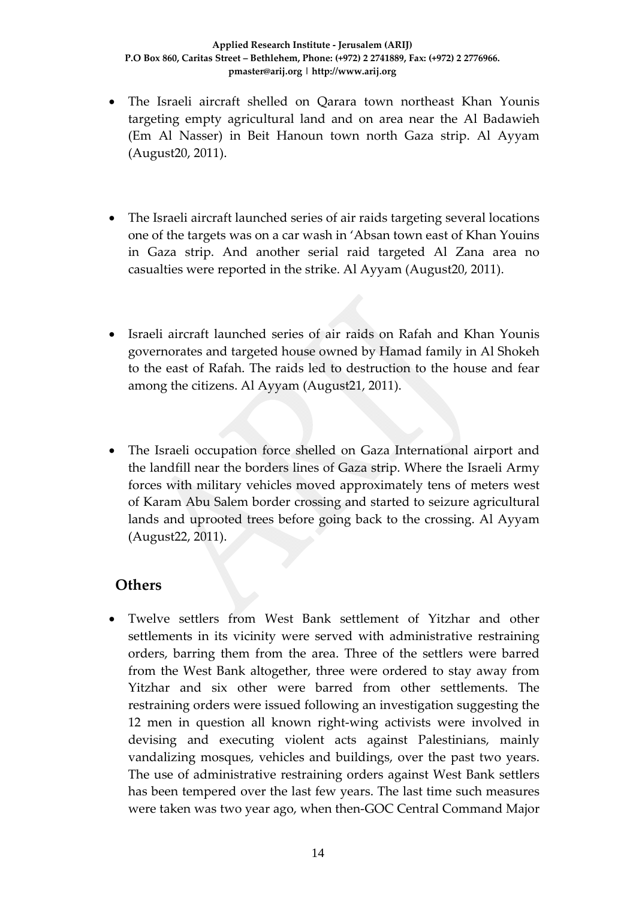- The Israeli aircraft shelled on Qarara town northeast Khan Younis targeting empty agricultural land and on area near the Al Badawieh (Em Al Nasser) in Beit Hanoun town north Gaza strip. Al Ayyam (August20, 2011).

- The Israeli aircraft launched series of air raids targeting several locations one of the targets was on a car wash in 'Absan town east of Khan Youins in Gaza strip. And another serial raid targeted Al Zana area no casualties were reported in the strike. Al Ayyam (August20, 2011).

- Israeli aircraft launched series of air raids on Rafah and Khan Younis governorates and targeted house owned by Hamad family in Al Shokeh to the east of Rafah. The raids led to destruction to the house and fear among the citizens. Al Ayyam (August21, 2011).

- The Israeli occupation force shelled on Gaza International airport and the landfill near the borders lines of Gaza strip. Where the Israeli Army forces with military vehicles moved approximately tens of meters west of Karam Abu Salem border crossing and started to seizure agricultural lands and uprooted trees before going back to the crossing. Al Ayyam (August22, 2011).

## Others

- Twelve settlers from West Bank settlement of Yitzhar and other settlements in its vicinity were served with administrative restraining orders, barring them from the area. Three of the settlers were barred from the West Bank altogether, three were ordered to stay away from Yitzhar and six other were barred from other settlements. The restraining orders were issued following an investigation suggesting the 12 men in question all known right-wing activists were involved in devising and executing violent acts against Palestinians, mainly vandalizing mosques, vehicles and buildings, over the past two years. The use of administrative restraining orders against West Bank settlers has been tempered over the last few years. The last time such measures were taken was two year ago, when then-GOC Central Command Major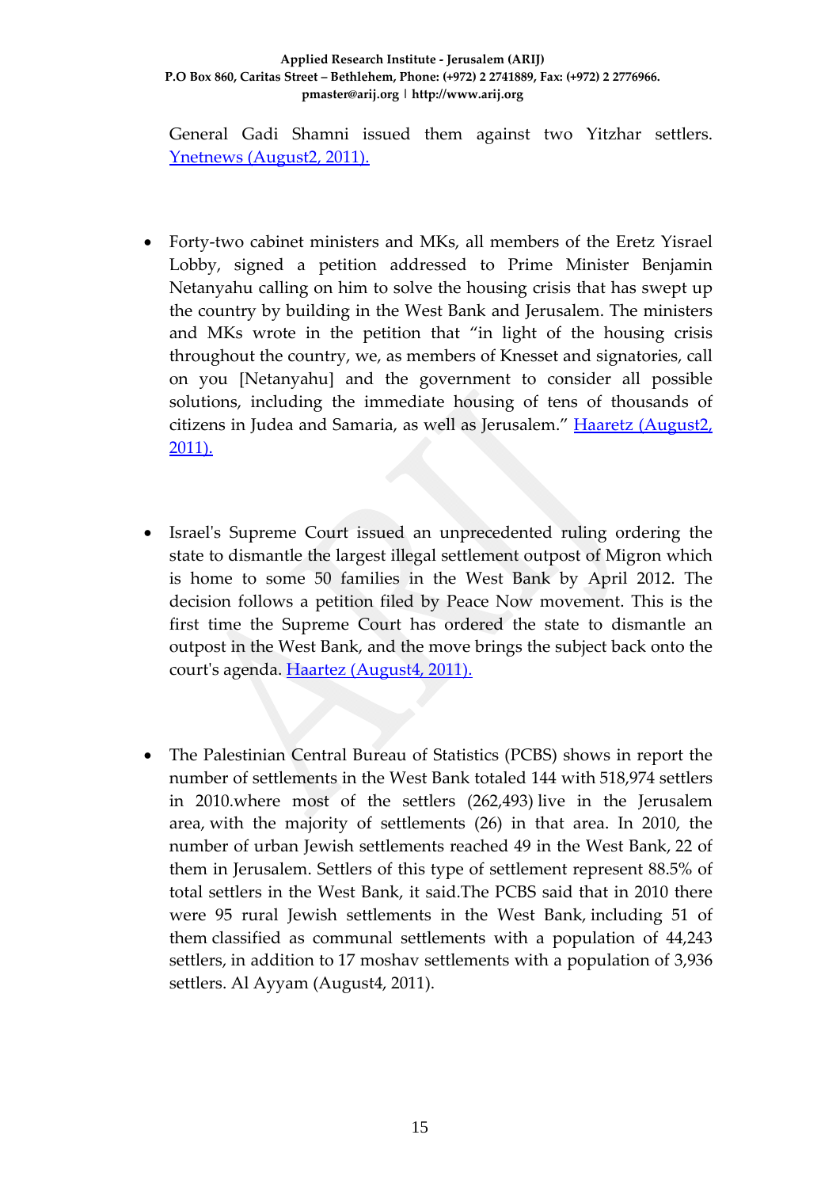General Gadi Shamni issued them against two Yitzhar settlers. Ynetnews (August2, 2011).

- Forty-two cabinet ministers and MKs, all members of the Eretz Yisrael Lobby, signed a petition addressed to Prime Minister Benjamin Netanyahu calling on him to solve the housing crisis that has swept up the country by building in the West Bank and Jerusalem. The ministers and MKs wrote in the petition that "in light of the housing crisis throughout the country, we, as members of Knesset and signatories, call on you [Netanyahu] and the government to consider all possible solutions, including the immediate housing of tens of thousands of citizens in Judea and Samaria, as well as Jerusalem." Haaretz (August2, 2011).

- Israel's Supreme Court issued an unprecedented ruling ordering the state to dismantle the largest illegal settlement outpost of Migron which is home to some 50 families in the West Bank by April 2012. The decision follows a petition filed by Peace Now movement. This is the first time the Supreme Court has ordered the state to dismantle an outpost in the West Bank, and the move brings the subject back onto the court's agenda. Haartez (August4, 2011).

- The Palestinian Central Bureau of Statistics (PCBS) shows in report the number of settlements in the West Bank totaled 144 with 518,974 settlers in 2010.where most of the settlers (262,493) live in the Jerusalem area, with the majority of settlements (26) in that area. In 2010, the number of urban Jewish settlements reached 49 in the West Bank, 22 of them in Jerusalem. Settlers of this type of settlement represent 88.5% of total settlers in the West Bank, it said.The PCBS said that in 2010 there were 95 rural Jewish settlements in the West Bank, including 51 of them classified as communal settlements with a population of 44,243 settlers, in addition to 17 moshav settlements with a population of 3,936 settlers. Al Ayyam (August4, 2011).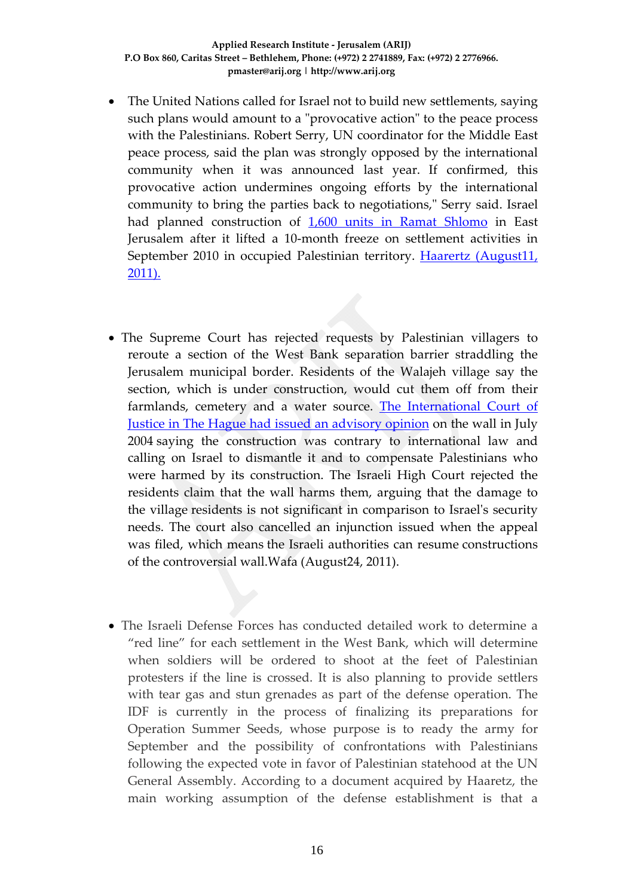- The United Nations called for Israel not to build new settlements, saying such plans would amount to a "provocative action" to the peace process with the Palestinians. Robert Serry, UN coordinator for the Middle East peace process, said the plan was strongly opposed by the international community when it was announced last year. If confirmed, this provocative action undermines ongoing efforts by the international community to bring the parties back to negotiations," Serry said. Israel had planned construction of 1,600 units in Ramat Shlomo in East Jerusalem after it lifted a 10-month freeze on settlement activities in September 2010 in occupied Palestinian territory. Haarertz (August11, 2011).

- The Supreme Court has rejected requests by Palestinian villagers to reroute a section of the West Bank separation barrier straddling the Jerusalem municipal border. Residents of the Walajeh village say the section, which is under construction, would cut them off from their farmlands, cemetery and a water source. The International Court of Justice in The Hague had issued an advisory opinion on the wall in July 2004 saying the construction was contrary to international law and calling on Israel to dismantle it and to compensate Palestinians who were harmed by its construction. The Israeli High Court rejected the residents claim that the wall harms them, arguing that the damage to the village residents is not significant in comparison to Israel's security needs. The court also cancelled an injunction issued when the appeal was filed, which means the Israeli authorities can resume constructions of the controversial wall.Wafa (August24, 2011).

- The Israeli Defense Forces has conducted detailed work to determine a "red line" for each settlement in the West Bank, which will determine when soldiers will be ordered to shoot at the feet of Palestinian protesters if the line is crossed. It is also planning to provide settlers with tear gas and stun grenades as part of the defense operation. The IDF is currently in the process of finalizing its preparations for Operation Summer Seeds, whose purpose is to ready the army for September and the possibility of confrontations with Palestinians following the expected vote in favor of Palestinian statehood at the UN General Assembly. According to a document acquired by Haaretz, the main working assumption of the defense establishment is that a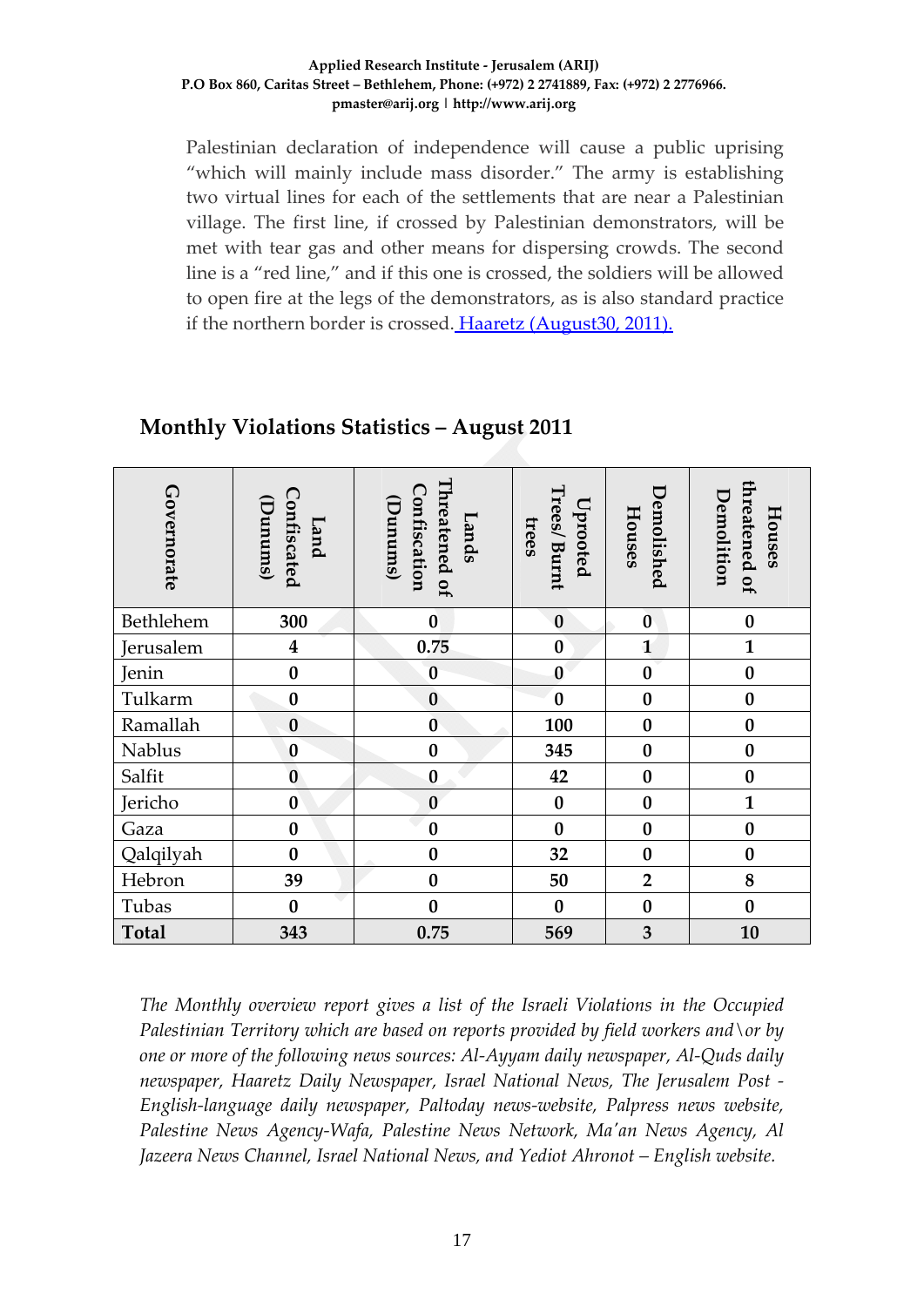Palestinian declaration of independence will cause a public uprising "which will mainly include mass disorder." The army is establishing two virtual lines for each of the settlements that are near a Palestinian village. The first line, if crossed by Palestinian demonstrators, will be met with tear gas and other means for dispersing crowds. The second line is a "red line," and if this one is crossed, the soldiers will be allowed to open fire at the legs of the demonstrators, as is also standard practice if the northern border is crossed. Haaretz (August30, 2011).

## Monthly Violations Statistics – August 2011

| Governorate | Land Confiscated (Dunums) | Lands Threatened of Confiscation (Dunums) | Uprooted Trees/ Burnt trees | Demolished Houses | Houses threatened of Demolition |
|---|---|---|---|---|---|
| Bethlehem | **300** | **0** | **0** | **0** | **0** |
| Jerusalem | **4** | **0.75** | **0** | **1** | **1** |
| Jenin | **0** | **0** | **0** | **0** | **0** |
| Tulkarm | **0** | **0** | **0** | **0** | **0** |
| Ramallah | **0** | **0** | **100** | **0** | **0** |
| Nablus | **0** | **0** | **345** | **0** | **0** |
| Salfit | **0** | **0** | **42** | **0** | **0** |
| Jericho | **0** | **0** | **0** | **0** | **1** |
| Gaza | **0** | **0** | **0** | **0** | **0** |
| Qalqilyah | **0** | **0** | **32** | **0** | **0** |
| Hebron | **39** | **0** | **50** | **2** | **8** |
| Tubas | **0** | **0** | **0** | **0** | **0** |
| **Total** | **343** | **0.75** | **569** | **3** | **10** |

*The Monthly overview report gives a list of the Israeli Violations in the Occupied Palestinian Territory which are based on reports provided by field workers and\or by one or more of the following news sources: Al-Ayyam daily newspaper, Al-Quds daily newspaper, Haaretz Daily Newspaper, Israel National News, The Jerusalem Post - English-language daily newspaper, Paltoday news-website, Palpress news website, Palestine News Agency-Wafa, Palestine News Network, Ma'an News Agency, Al Jazeera News Channel, Israel National News, and Yediot Ahronot – English website.*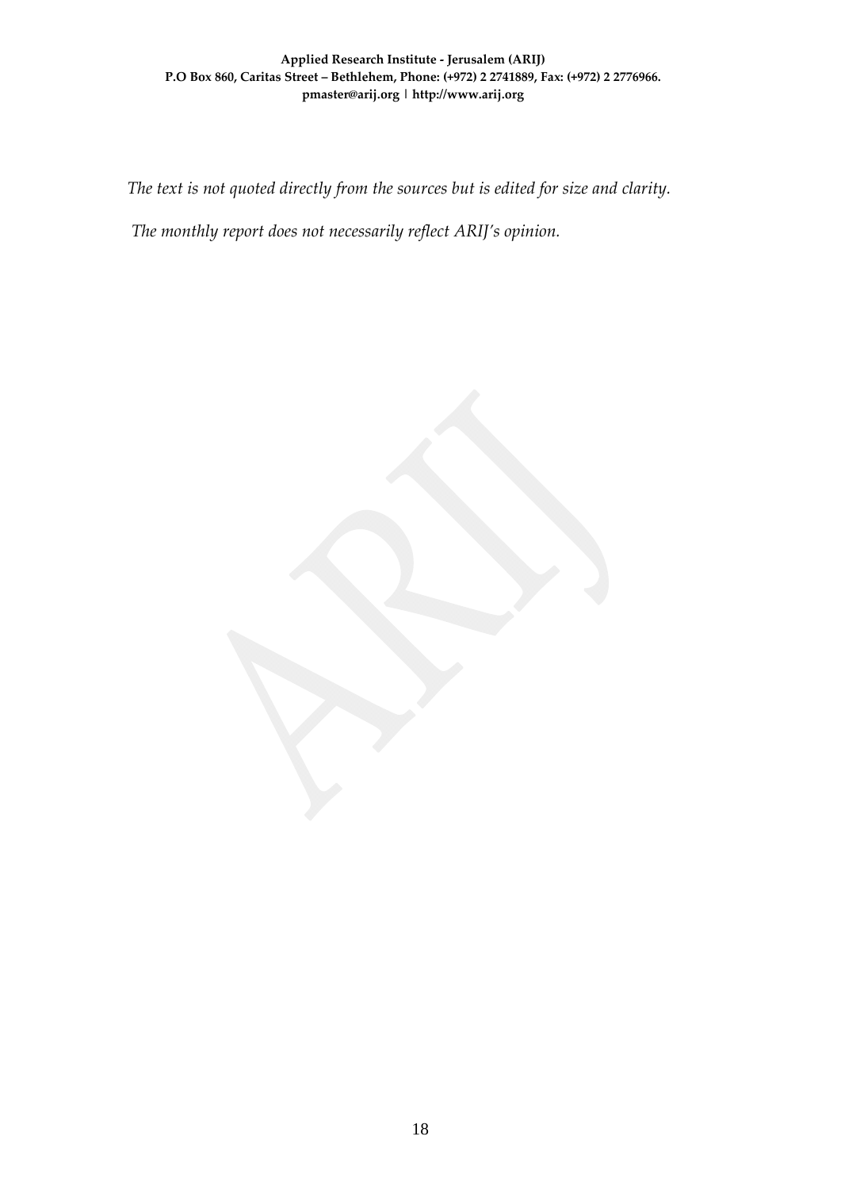*The text is not quoted directly from the sources but is edited for size and clarity.*

*The monthly report does not necessarily reflect ARIJ's opinion.*